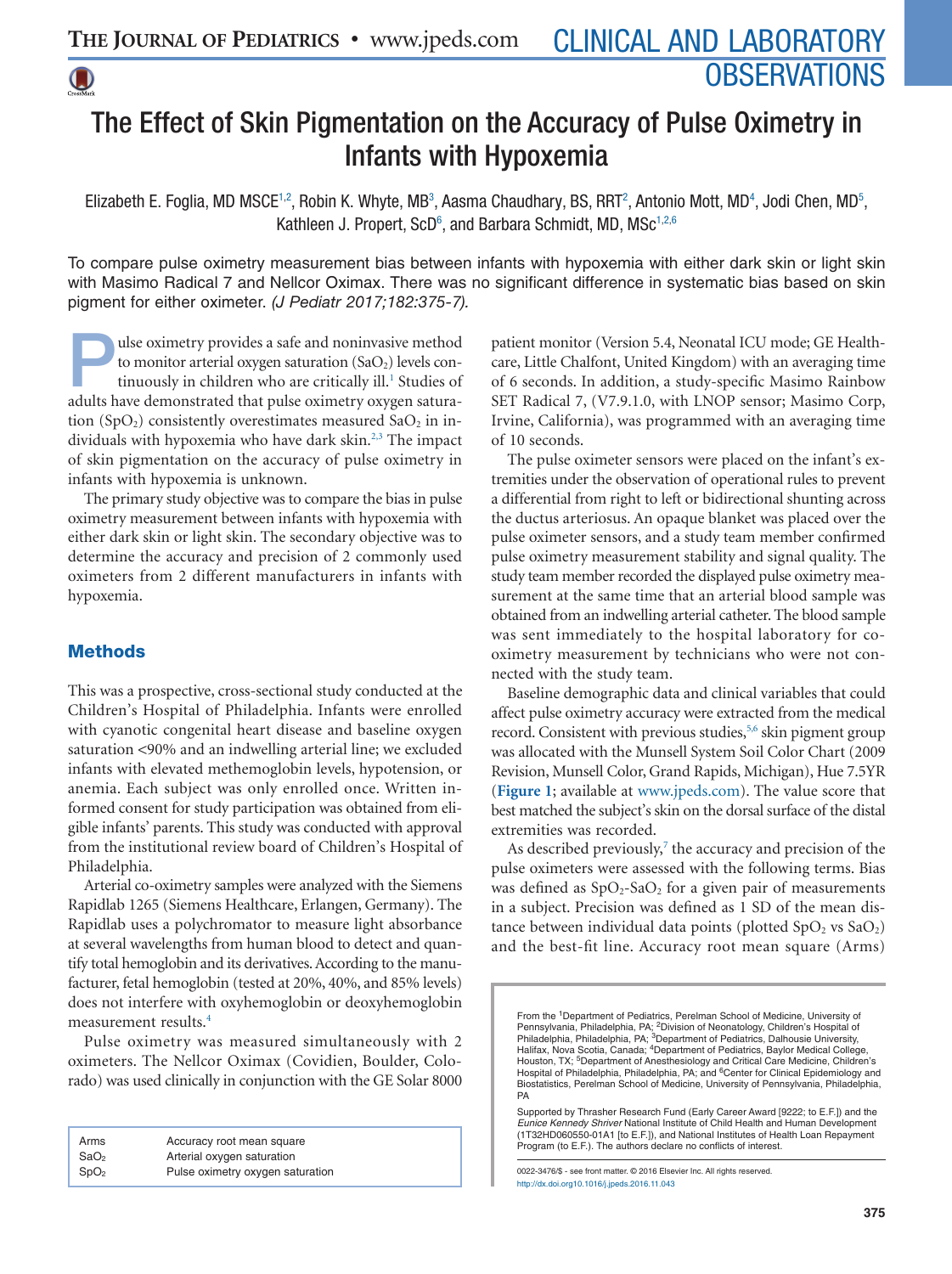# The Effect of Skin Pigmentation on the Accuracy of Pulse Oximetry in Infants with Hypoxemia

Elizabeth E. Foglia, MD MSCE[1,2], Robin K. Whyte, MB[3], Aasma Chaudhary, BS, RRT[2], Antonio Mott, MD[4], Jodi Chen, MD[5], Kathleen J. Propert, ScD[6], and Barbara Schmidt, MD, MSc[1,2,6]

To compare pulse oximetry measurement bias between infants with hypoxemia with either dark skin or light skin with Masimo Radical 7 and Nellcor Oximax. There was no significant difference in systematic bias based on skin pigment for either oximeter. *(J Pediatr 2017;182:375-7).*

Pulse oximetry provides a safe and noninvasive method to monitor arterial oxygen saturation ($SaO_2$) levels continuously in children who are critically ill.[1] Studies of adults have demonstrated that pulse oximetry oxygen saturation ($SpO_2$) consistently overestimates measured $SaO_2$ in individuals with hypoxemia who have dark skin.[2,3] The impact of skin pigmentation on the accuracy of pulse oximetry in infants with hypoxemia is unknown.

The primary study objective was to compare the bias in pulse oximetry measurement between infants with hypoxemia with either dark skin or light skin. The secondary objective was to determine the accuracy and precision of 2 commonly used oximeters from 2 different manufacturers in infants with hypoxemia.

## Methods

This was a prospective, cross-sectional study conducted at the Children's Hospital of Philadelphia. Infants were enrolled with cyanotic congenital heart disease and baseline oxygen saturation <90% and an indwelling arterial line; we excluded infants with elevated methemoglobin levels, hypotension, or anemia. Each subject was only enrolled once. Written informed consent for study participation was obtained from eligible infants' parents. This study was conducted with approval from the institutional review board of Children's Hospital of Philadelphia.

Arterial co-oximetry samples were analyzed with the Siemens Rapidlab 1265 (Siemens Healthcare, Erlangen, Germany). The Rapidlab uses a polychromator to measure light absorbance at several wavelengths from human blood to detect and quantify total hemoglobin and its derivatives. According to the manufacturer, fetal hemoglobin (tested at 20%, 40%, and 85% levels) does not interfere with oxyhemoglobin or deoxyhemoglobin measurement results.[4]

Pulse oximetry was measured simultaneously with 2 oximeters. The Nellcor Oximax (Covidien, Boulder, Colorado) was used clinically in conjunction with the GE Solar 8000 patient monitor (Version 5.4, Neonatal ICU mode; GE Healthcare, Little Chalfont, United Kingdom) with an averaging time of 6 seconds. In addition, a study-specific Masimo Rainbow SET Radical 7, (V7.9.1.0, with LNOP sensor; Masimo Corp, Irvine, California), was programmed with an averaging time of 10 seconds.

The pulse oximeter sensors were placed on the infant's extremities under the observation of operational rules to prevent a differential from right to left or bidirectional shunting across the ductus arteriosus. An opaque blanket was placed over the pulse oximeter sensors, and a study team member confirmed pulse oximetry measurement stability and signal quality. The study team member recorded the displayed pulse oximetry measurement at the same time that an arterial blood sample was obtained from an indwelling arterial catheter. The blood sample was sent immediately to the hospital laboratory for co-oximetry measurement by technicians who were not connected with the study team.

Baseline demographic data and clinical variables that could affect pulse oximetry accuracy were extracted from the medical record. Consistent with previous studies,[5,6] skin pigment group was allocated with the Munsell System Soil Color Chart (2009 Revision, Munsell Color, Grand Rapids, Michigan), Hue 7.5YR (**Figure 1**; available at www.jpeds.com). The value score that best matched the subject's skin on the dorsal surface of the distal extremities was recorded.

As described previously,[7] the accuracy and precision of the pulse oximeters were assessed with the following terms. Bias was defined as $SpO_2$-$SaO_2$ for a given pair of measurements in a subject. Precision was defined as 1 SD of the mean distance between individual data points (plotted $SpO_2$ vs $SaO_2$) and the best-fit line. Accuracy root mean square (Arms)

| | |
|---|---|
| Arms | Accuracy root mean square |
| $SaO_2$ | Arterial oxygen saturation |
| $SpO_2$ | Pulse oximetry oxygen saturation |

From the [1]Department of Pediatrics, Perelman School of Medicine, University of Pennsylvania, Philadelphia, PA; [2]Division of Neonatology, Children's Hospital of Philadelphia, Philadelphia, PA; [3]Department of Pediatrics, Dalhousie University, Halifax, Nova Scotia, Canada; [4]Department of Pediatrics, Baylor Medical College, Houston, TX; [5]Department of Anesthesiology and Critical Care Medicine, Children's Hospital of Philadelphia, Philadelphia, PA; and [6]Center for Clinical Epidemiology and Biostatistics, Perelman School of Medicine, University of Pennsylvania, Philadelphia, PA

Supported by Thrasher Research Fund (Early Career Award [9222; to E.F.]) and the *Eunice Kennedy Shriver* National Institute of Child Health and Human Development (1T32HD060550-01A1 [to E.F.]), and National Institutes of Health Loan Repayment Program (to E.F.). The authors declare no conflicts of interest.

0022-3476/$ - see front matter. © 2016 Elsevier Inc. All rights reserved.
http://dx.doi.org10.1016/j.jpeds.2016.11.043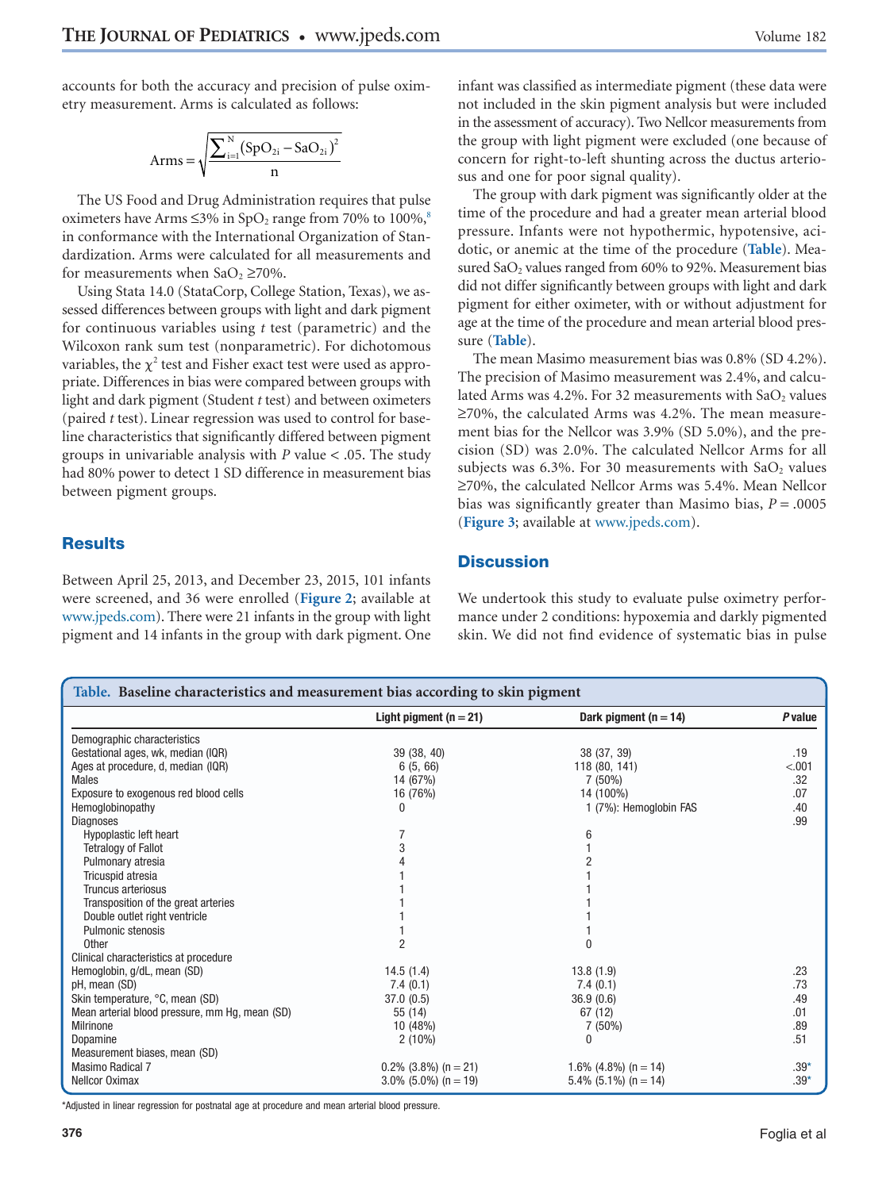accounts for both the accuracy and precision of pulse oximetry measurement. Arms is calculated as follows:

$$\text{Arms} = \sqrt{\frac{\sum_{i=1}^{N} (\text{SpO}_{2i} - \text{SaO}_{2i})^2}{n}}$$

The US Food and Drug Administration requires that pulse oximeters have Arms ≤3% in $SpO_2$ range from 70% to 100%,[8] in conformance with the International Organization of Standardization. Arms were calculated for all measurements and for measurements when $SaO_2$ ≥70%.

Using Stata 14.0 (StataCorp, College Station, Texas), we assessed differences between groups with light and dark pigment for continuous variables using *t* test (parametric) and the Wilcoxon rank sum test (nonparametric). For dichotomous variables, the $\chi^2$ test and Fisher exact test were used as appropriate. Differences in bias were compared between groups with light and dark pigment (Student *t* test) and between oximeters (paired *t* test). Linear regression was used to control for baseline characteristics that significantly differed between pigment groups in univariable analysis with *P* value < .05. The study had 80% power to detect 1 SD difference in measurement bias between pigment groups.

## Results

Between April 25, 2013, and December 23, 2015, 101 infants were screened, and 36 were enrolled (**Figure 2**; available at www.jpeds.com). There were 21 infants in the group with light pigment and 14 infants in the group with dark pigment. One infant was classified as intermediate pigment (these data were not included in the skin pigment analysis but were included in the assessment of accuracy). Two Nellcor measurements from the group with light pigment were excluded (one because of concern for right-to-left shunting across the ductus arteriosus and one for poor signal quality).

The group with dark pigment was significantly older at the time of the procedure and had a greater mean arterial blood pressure. Infants were not hypothermic, hypotensive, acidotic, or anemic at the time of the procedure (**Table**). Measured $SaO_2$ values ranged from 60% to 92%. Measurement bias did not differ significantly between groups with light and dark pigment for either oximeter, with or without adjustment for age at the time of the procedure and mean arterial blood pressure (**Table**).

The mean Masimo measurement bias was 0.8% (SD 4.2%). The precision of Masimo measurement was 2.4%, and calculated Arms was 4.2%. For 32 measurements with $SaO_2$ values ≥70%, the calculated Arms was 4.2%. The mean measurement bias for the Nellcor was 3.9% (SD 5.0%), and the precision (SD) was 2.0%. The calculated Nellcor Arms for all subjects was 6.3%. For 30 measurements with $SaO_2$ values ≥70%, the calculated Nellcor Arms was 5.4%. Mean Nellcor bias was significantly greater than Masimo bias, *P* = .0005 (**Figure 3**; available at www.jpeds.com).

## Discussion

We undertook this study to evaluate pulse oximetry performance under 2 conditions: hypoxemia and darkly pigmented skin. We did not find evidence of systematic bias in pulse

**Table. Baseline characteristics and measurement bias according to skin pigment**

| | Light pigment (n = 21) | Dark pigment (n = 14) | *P* value |
|---|---|---|---|
| Demographic characteristics | | | |
| Gestational ages, wk, median (IQR) | 39 (38, 40) | 38 (37, 39) | .19 |
| Ages at procedure, d, median (IQR) | 6 (5, 66) | 118 (80, 141) | <.001 |
| Males | 14 (67%) | 7 (50%) | .32 |
| Exposure to exogenous red blood cells | 16 (76%) | 14 (100%) | .07 |
| Hemoglobinopathy | 0 | 1 (7%): Hemoglobin FAS | .40 |
| Diagnoses | | | .99 |
| Hypoplastic left heart | 7 | 6 | |
| Tetralogy of Fallot | 3 | 1 | |
| Pulmonary atresia | 4 | 2 | |
| Tricuspid atresia | 1 | 1 | |
| Truncus arteriosus | 1 | 1 | |
| Transposition of the great arteries | 1 | 1 | |
| Double outlet right ventricle | 1 | 1 | |
| Pulmonic stenosis | 1 | 1 | |
| Other | 2 | 0 | |
| Clinical characteristics at procedure | | | |
| Hemoglobin, g/dL, mean (SD) | 14.5 (1.4) | 13.8 (1.9) | .23 |
| pH, mean (SD) | 7.4 (0.1) | 7.4 (0.1) | .73 |
| Skin temperature, °C, mean (SD) | 37.0 (0.5) | 36.9 (0.6) | .49 |
| Mean arterial blood pressure, mm Hg, mean (SD) | 55 (14) | 67 (12) | .01 |
| Milrinone | 10 (48%) | 7 (50%) | .89 |
| Dopamine | 2 (10%) | 0 | .51 |
| Measurement biases, mean (SD) | | | |
| Masimo Radical 7 | 0.2% (3.8%) (n = 21) | 1.6% (4.8%) (n = 14) | .39* |
| Nellcor Oximax | 3.0% (5.0%) (n = 19) | 5.4% (5.1%) (n = 14) | .39* |

*Adjusted in linear regression for postnatal age at procedure and mean arterial blood pressure.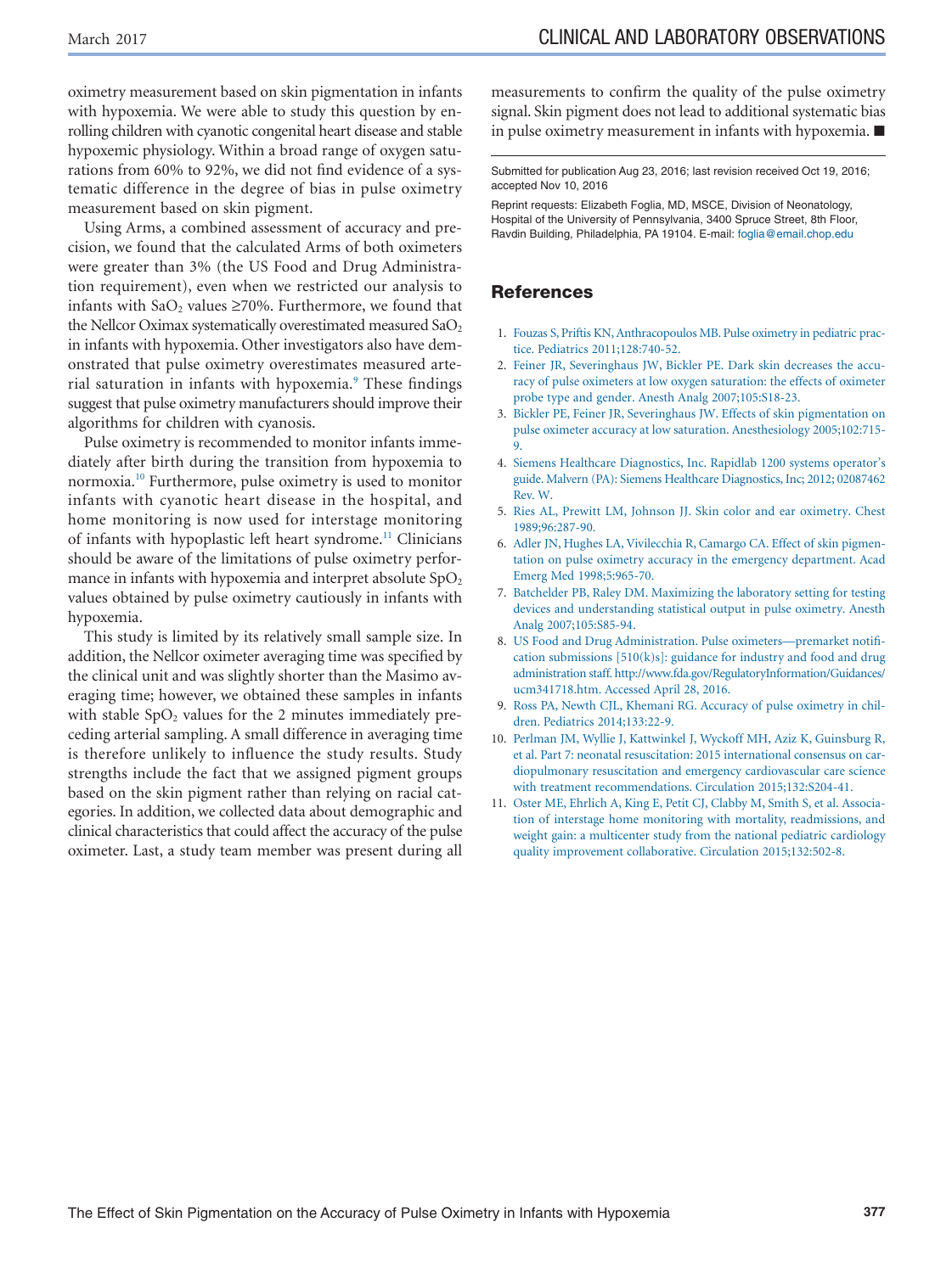oximetry measurement based on skin pigmentation in infants with hypoxemia. We were able to study this question by enrolling children with cyanotic congenital heart disease and stable hypoxemic physiology. Within a broad range of oxygen saturations from 60% to 92%, we did not find evidence of a systematic difference in the degree of bias in pulse oximetry measurement based on skin pigment.

Using Arms, a combined assessment of accuracy and precision, we found that the calculated Arms of both oximeters were greater than 3% (the US Food and Drug Administration requirement), even when we restricted our analysis to infants with $SaO_2$ values ≥70%. Furthermore, we found that the Nellcor Oximax systematically overestimated measured $SaO_2$ in infants with hypoxemia. Other investigators also have demonstrated that pulse oximetry overestimates measured arterial saturation in infants with hypoxemia.[9] These findings suggest that pulse oximetry manufacturers should improve their algorithms for children with cyanosis.

Pulse oximetry is recommended to monitor infants immediately after birth during the transition from hypoxemia to normoxia.[10] Furthermore, pulse oximetry is used to monitor infants with cyanotic heart disease in the hospital, and home monitoring is now used for interstage monitoring of infants with hypoplastic left heart syndrome.[11] Clinicians should be aware of the limitations of pulse oximetry performance in infants with hypoxemia and interpret absolute $SpO_2$ values obtained by pulse oximetry cautiously in infants with hypoxemia.

This study is limited by its relatively small sample size. In addition, the Nellcor oximeter averaging time was specified by the clinical unit and was slightly shorter than the Masimo averaging time; however, we obtained these samples in infants with stable $SpO_2$ values for the 2 minutes immediately preceding arterial sampling. A small difference in averaging time is therefore unlikely to influence the study results. Study strengths include the fact that we assigned pigment groups based on the skin pigment rather than relying on racial categories. In addition, we collected data about demographic and clinical characteristics that could affect the accuracy of the pulse oximeter. Last, a study team member was present during all measurements to confirm the quality of the pulse oximetry signal. Skin pigment does not lead to additional systematic bias in pulse oximetry measurement in infants with hypoxemia. ■

Submitted for publication Aug 23, 2016; last revision received Oct 19, 2016; accepted Nov 10, 2016

Reprint requests: Elizabeth Foglia, MD, MSCE, Division of Neonatology, Hospital of the University of Pennsylvania, 3400 Spruce Street, 8th Floor, Ravdin Building, Philadelphia, PA 19104. E-mail: foglia@email.chop.edu

## References

1. Fouzas S, Priftis KN, Anthracopoulos MB. Pulse oximetry in pediatric practice. Pediatrics 2011;128:740-52.
2. Feiner JR, Severinghaus JW, Bickler PE. Dark skin decreases the accuracy of pulse oximeters at low oxygen saturation: the effects of oximeter probe type and gender. Anesth Analg 2007;105:S18-23.
3. Bickler PE, Feiner JR, Severinghaus JW. Effects of skin pigmentation on pulse oximeter accuracy at low saturation. Anesthesiology 2005;102:715-9.
4. Siemens Healthcare Diagnostics, Inc. Rapidlab 1200 systems operator's guide. Malvern (PA): Siemens Healthcare Diagnostics, Inc; 2012; 02087462 Rev. W.
5. Ries AL, Prewitt LM, Johnson JJ. Skin color and ear oximetry. Chest 1989;96:287-90.
6. Adler JN, Hughes LA, Vivilecchia R, Camargo CA. Effect of skin pigmentation on pulse oximetry accuracy in the emergency department. Acad Emerg Med 1998;5:965-70.
7. Batchelder PB, Raley DM. Maximizing the laboratory setting for testing devices and understanding statistical output in pulse oximetry. Anesth Analg 2007;105:S85-94.
8. US Food and Drug Administration. Pulse oximeters—premarket notification submissions [510(k)s]: guidance for industry and food and drug administration staff. http://www.fda.gov/RegulatoryInformation/Guidances/ucm341718.htm. Accessed April 28, 2016.
9. Ross PA, Newth CJL, Khemani RG. Accuracy of pulse oximetry in children. Pediatrics 2014;133:22-9.
10. Perlman JM, Wyllie J, Kattwinkel J, Wyckoff MH, Aziz K, Guinsburg R, et al. Part 7: neonatal resuscitation: 2015 international consensus on cardiopulmonary resuscitation and emergency cardiovascular care science with treatment recommendations. Circulation 2015;132:S204-41.
11. Oster ME, Ehrlich A, King E, Petit CJ, Clabby M, Smith S, et al. Association of interstage home monitoring with mortality, readmissions, and weight gain: a multicenter study from the national pediatric cardiology quality improvement collaborative. Circulation 2015;132:502-8.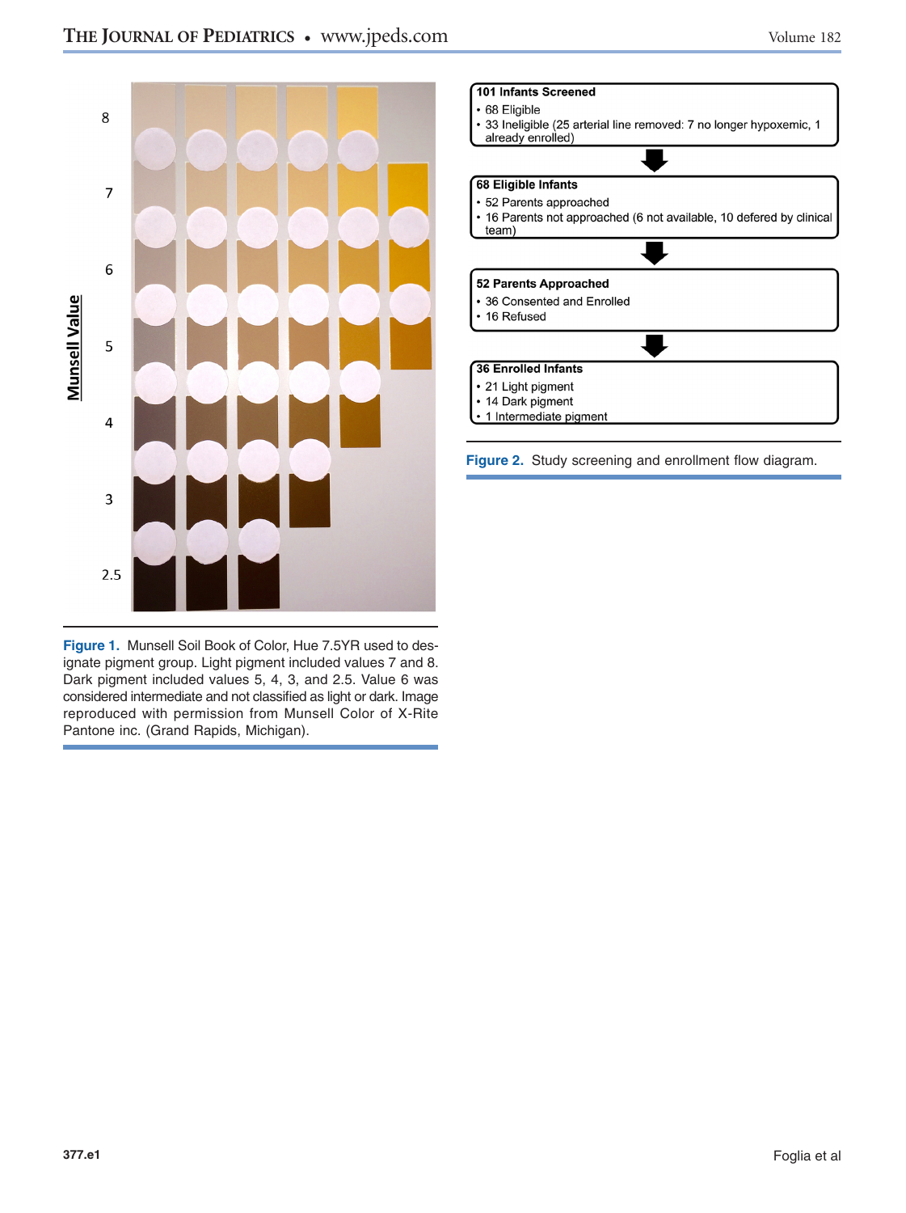Munsell Value

8

7

6

5

4

3

2.5

**Figure 1.** Munsell Soil Book of Color, Hue 7.5YR used to designate pigment group. Light pigment included values 7 and 8. Dark pigment included values 5, 4, 3, and 2.5. Value 6 was considered intermediate and not classified as light or dark. Image reproduced with permission from Munsell Color of X-Rite Pantone inc. (Grand Rapids, Michigan).

**101 Infants Screened**
- 68 Eligible
- 33 Ineligible (25 arterial line removed: 7 no longer hypoxemic, 1 already enrolled)

**68 Eligible Infants**
- 52 Parents approached
- 16 Parents not approached (6 not available, 10 defered by clinical team)

**52 Parents Approached**
- 36 Consented and Enrolled
- 16 Refused

**36 Enrolled Infants**
- 21 Light pigment
- 14 Dark pigment
- 1 Intermediate pigment

**Figure 2.** Study screening and enrollment flow diagram.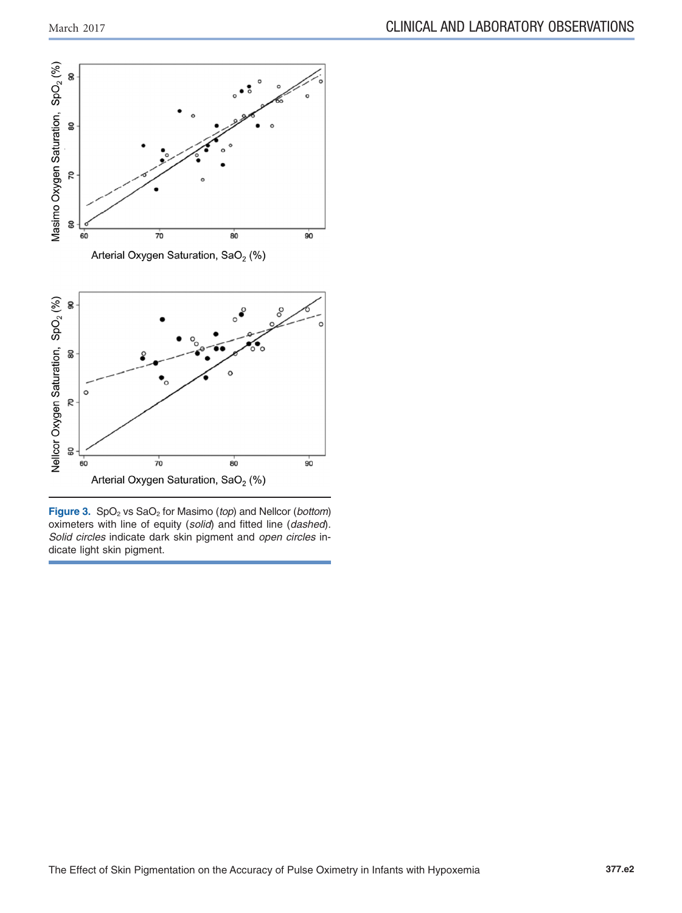Masimo Oxygen Saturation, $SpO_2$ (%)

60
70
80
90

60
70
80
90

Arterial Oxygen Saturation, $SaO_2$ (%)

Nellcor Oxygen Saturation, $SpO_2$ (%)

60
70
80
90

60
70
80
90

Arterial Oxygen Saturation, $SaO_2$ (%)

**Figure 3.** $SpO_2$ vs $SaO_2$ for Masimo (*top*) and Nellcor (*bottom*) oximeters with line of equity (*solid*) and fitted line (*dashed*). *Solid circles* indicate dark skin pigment and *open circles* indicate light skin pigment.